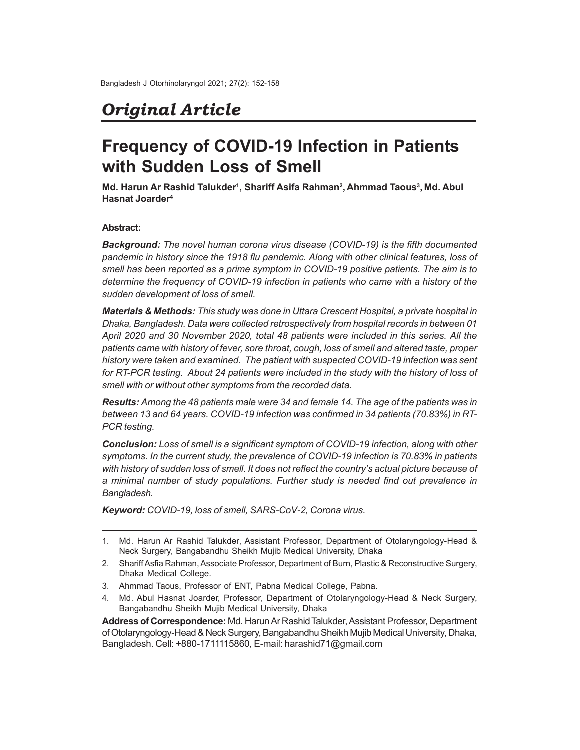## *Original Article*

# Frequency of COVID-19 Infection in Patients with Sudden Loss of Smell

**Md. Harun Ar Rashid Talukder[1], Shariff Asifa Rahman[2], Ahmmad Taous[3], Md. Abul Hasnat Joarder[4]**

### Abstract:

***Background:*** *The novel human corona virus disease (COVID-19) is the fifth documented pandemic in history since the 1918 flu pandemic. Along with other clinical features, loss of smell has been reported as a prime symptom in COVID-19 positive patients. The aim is to determine the frequency of COVID-19 infection in patients who came with a history of the sudden development of loss of smell.*

***Materials & Methods:*** *This study was done in Uttara Crescent Hospital, a private hospital in Dhaka, Bangladesh. Data were collected retrospectively from hospital records in between 01 April 2020 and 30 November 2020, total 48 patients were included in this series. All the patients came with history of fever, sore throat, cough, loss of smell and altered taste, proper history were taken and examined. The patient with suspected COVID-19 infection was sent for RT-PCR testing. About 24 patients were included in the study with the history of loss of smell with or without other symptoms from the recorded data.*

***Results:*** *Among the 48 patients male were 34 and female 14. The age of the patients was in between 13 and 64 years. COVID-19 infection was confirmed in 34 patients (70.83%) in RT-PCR testing.*

***Conclusion:*** *Loss of smell is a significant symptom of COVID-19 infection, along with other symptoms. In the current study, the prevalence of COVID-19 infection is 70.83% in patients with history of sudden loss of smell. It does not reflect the country's actual picture because of a minimal number of study populations. Further study is needed find out prevalence in Bangladesh.*

***Keyword:*** *COVID-19, loss of smell, SARS-CoV-2, Corona virus.*

---

1. Md. Harun Ar Rashid Talukder, Assistant Professor, Department of Otolaryngology-Head & Neck Surgery, Bangabandhu Sheikh Mujib Medical University, Dhaka
2. Shariff Asfia Rahman, Associate Professor, Department of Burn, Plastic & Reconstructive Surgery, Dhaka Medical College.
3. Ahmmad Taous, Professor of ENT, Pabna Medical College, Pabna.
4. Md. Abul Hasnat Joarder, Professor, Department of Otolaryngology-Head & Neck Surgery, Bangabandhu Sheikh Mujib Medical University, Dhaka

**Address of Correspondence:** Md. Harun Ar Rashid Talukder, Assistant Professor, Department of Otolaryngology-Head & Neck Surgery, Bangabandhu Sheikh Mujib Medical University, Dhaka, Bangladesh. Cell: +880-1711115860, E-mail: harashid71@gmail.com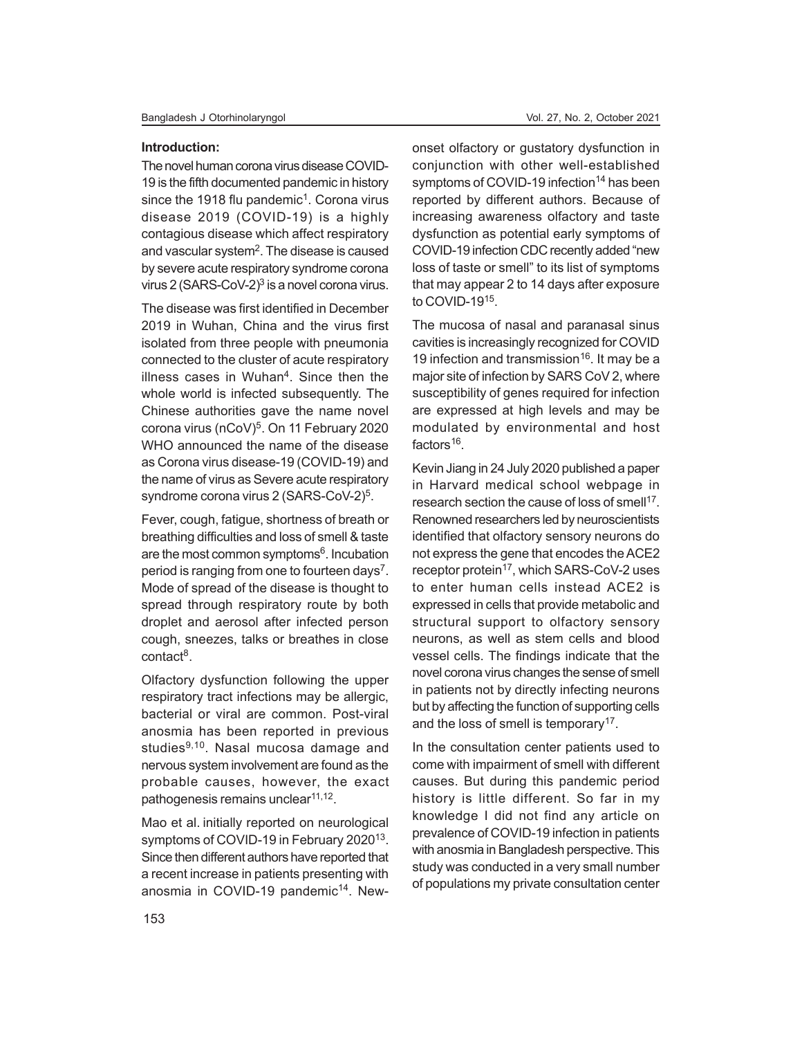**Introduction:**

The novel human corona virus disease COVID-19 is the fifth documented pandemic in history since the 1918 flu pandemic[1]. Corona virus disease 2019 (COVID-19) is a highly contagious disease which affect respiratory and vascular system[2]. The disease is caused by severe acute respiratory syndrome corona virus 2 (SARS-CoV-2)[3] is a novel corona virus.

The disease was first identified in December 2019 in Wuhan, China and the virus first isolated from three people with pneumonia connected to the cluster of acute respiratory illness cases in Wuhan[4]. Since then the whole world is infected subsequently. The Chinese authorities gave the name novel corona virus (nCoV)[5]. On 11 February 2020 WHO announced the name of the disease as Corona virus disease-19 (COVID-19) and the name of virus as Severe acute respiratory syndrome corona virus 2 (SARS-CoV-2)[5].

Fever, cough, fatigue, shortness of breath or breathing difficulties and loss of smell & taste are the most common symptoms[6]. Incubation period is ranging from one to fourteen days[7]. Mode of spread of the disease is thought to spread through respiratory route by both droplet and aerosol after infected person cough, sneezes, talks or breathes in close contact[8].

Olfactory dysfunction following the upper respiratory tract infections may be allergic, bacterial or viral are common. Post-viral anosmia has been reported in previous studies[9,10]. Nasal mucosa damage and nervous system involvement are found as the probable causes, however, the exact pathogenesis remains unclear[11,12].

Mao et al. initially reported on neurological symptoms of COVID-19 in February 2020[13]. Since then different authors have reported that a recent increase in patients presenting with anosmia in COVID-19 pandemic[14]. New-onset olfactory or gustatory dysfunction in conjunction with other well-established symptoms of COVID-19 infection[14] has been reported by different authors. Because of increasing awareness olfactory and taste dysfunction as potential early symptoms of COVID-19 infection CDC recently added "new loss of taste or smell" to its list of symptoms that may appear 2 to 14 days after exposure to COVID-19[15].

The mucosa of nasal and paranasal sinus cavities is increasingly recognized for COVID 19 infection and transmission[16]. It may be a major site of infection by SARS CoV 2, where susceptibility of genes required for infection are expressed at high levels and may be modulated by environmental and host factors[16].

Kevin Jiang in 24 July 2020 published a paper in Harvard medical school webpage in research section the cause of loss of smell[17]. Renowned researchers led by neuroscientists identified that olfactory sensory neurons do not express the gene that encodes the ACE2 receptor protein[17], which SARS-CoV-2 uses to enter human cells instead ACE2 is expressed in cells that provide metabolic and structural support to olfactory sensory neurons, as well as stem cells and blood vessel cells. The findings indicate that the novel corona virus changes the sense of smell in patients not by directly infecting neurons but by affecting the function of supporting cells and the loss of smell is temporary[17].

In the consultation center patients used to come with impairment of smell with different causes. But during this pandemic period history is little different. So far in my knowledge I did not find any article on prevalence of COVID-19 infection in patients with anosmia in Bangladesh perspective. This study was conducted in a very small number of populations my private consultation center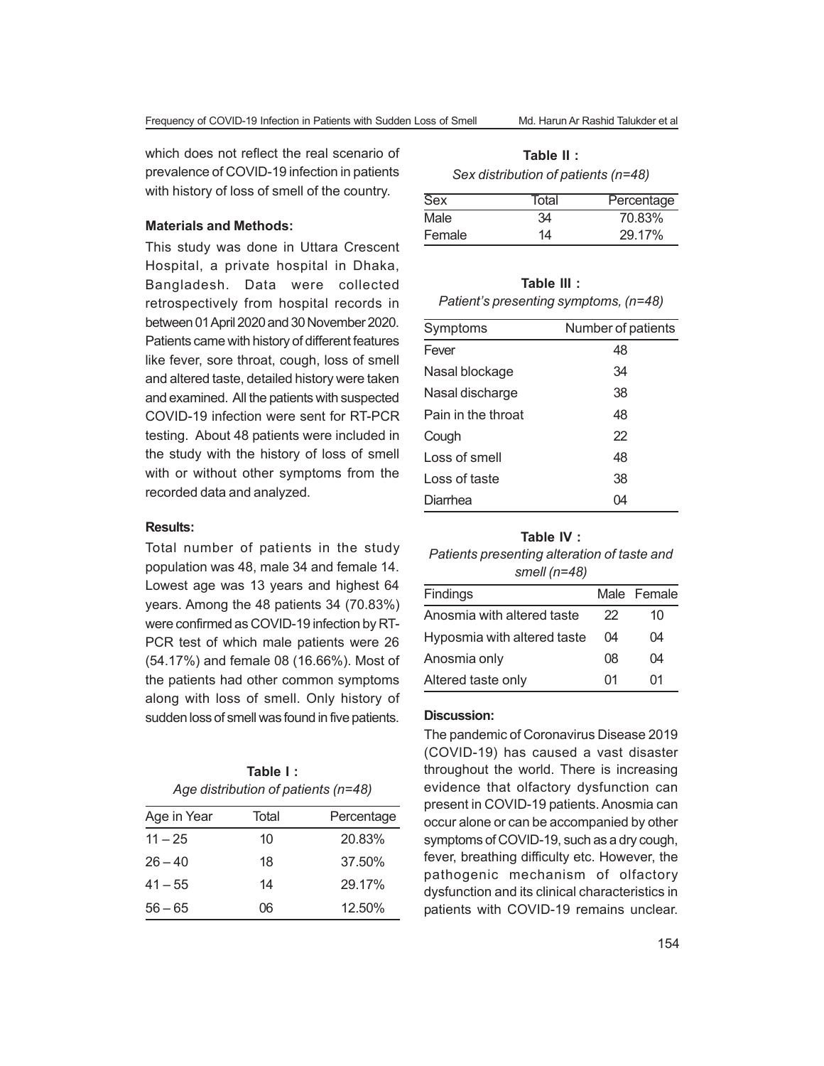which does not reflect the real scenario of prevalence of COVID-19 infection in patients with history of loss of smell of the country.

**Materials and Methods:**

This study was done in Uttara Crescent Hospital, a private hospital in Dhaka, Bangladesh. Data were collected retrospectively from hospital records in between 01 April 2020 and 30 November 2020. Patients came with history of different features like fever, sore throat, cough, loss of smell and altered taste, detailed history were taken and examined. All the patients with suspected COVID-19 infection were sent for RT-PCR testing. About 48 patients were included in the study with the history of loss of smell with or without other symptoms from the recorded data and analyzed.

**Results:**

Total number of patients in the study population was 48, male 34 and female 14. Lowest age was 13 years and highest 64 years. Among the 48 patients 34 (70.83%) were confirmed as COVID-19 infection by RT-PCR test of which male patients were 26 (54.17%) and female 08 (16.66%). Most of the patients had other common symptoms along with loss of smell. Only history of sudden loss of smell was found in five patients.

**Table I :**
*Age distribution of patients (n=48)*

| Age in Year | Total | Percentage |
|---|---|---|
| 11 – 25 | 10 | 20.83% |
| 26 – 40 | 18 | 37.50% |
| 41 – 55 | 14 | 29.17% |
| 56 – 65 | 06 | 12.50% |

**Table II :**
*Sex distribution of patients (n=48)*

| Sex | Total | Percentage |
|---|---|---|
| Male | 34 | 70.83% |
| Female | 14 | 29.17% |

**Table III :**
*Patient's presenting symptoms, (n=48)*

| Symptoms | Number of patients |
|---|---|
| Fever | 48 |
| Nasal blockage | 34 |
| Nasal discharge | 38 |
| Pain in the throat | 48 |
| Cough | 22 |
| Loss of smell | 48 |
| Loss of taste | 38 |
| Diarrhea | 04 |

**Table IV :**
*Patients presenting alteration of taste and smell (n=48)*

| Findings | Male | Female |
|---|---|---|
| Anosmia with altered taste | 22 | 10 |
| Hyposmia with altered taste | 04 | 04 |
| Anosmia only | 08 | 04 |
| Altered taste only | 01 | 01 |

**Discussion:**

The pandemic of Coronavirus Disease 2019 (COVID-19) has caused a vast disaster throughout the world. There is increasing evidence that olfactory dysfunction can present in COVID-19 patients. Anosmia can occur alone or can be accompanied by other symptoms of COVID-19, such as a dry cough, fever, breathing difficulty etc. However, the pathogenic mechanism of olfactory dysfunction and its clinical characteristics in patients with COVID-19 remains unclear.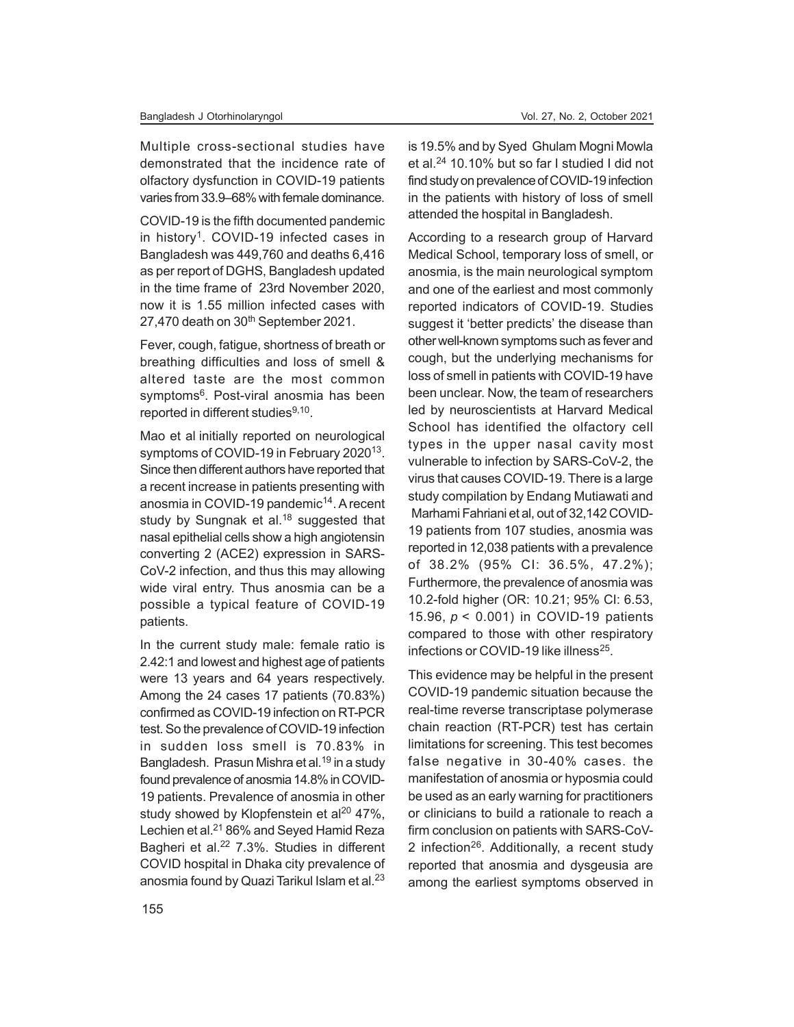Multiple cross-sectional studies have demonstrated that the incidence rate of olfactory dysfunction in COVID-19 patients varies from 33.9–68% with female dominance.

COVID-19 is the fifth documented pandemic in history[1]. COVID-19 infected cases in Bangladesh was 449,760 and deaths 6,416 as per report of DGHS, Bangladesh updated in the time frame of 23rd November 2020, now it is 1.55 million infected cases with 27,470 death on 30th September 2021.

Fever, cough, fatigue, shortness of breath or breathing difficulties and loss of smell & altered taste are the most common symptoms[6]. Post-viral anosmia has been reported in different studies[9,10].

Mao et al initially reported on neurological symptoms of COVID-19 in February 2020[13]. Since then different authors have reported that a recent increase in patients presenting with anosmia in COVID-19 pandemic[14]. A recent study by Sungnak et al.[18] suggested that nasal epithelial cells show a high angiotensin converting 2 (ACE2) expression in SARS-CoV-2 infection, and thus this may allowing wide viral entry. Thus anosmia can be a possible a typical feature of COVID-19 patients.

In the current study male: female ratio is 2.42:1 and lowest and highest age of patients were 13 years and 64 years respectively. Among the 24 cases 17 patients (70.83%) confirmed as COVID-19 infection on RT-PCR test. So the prevalence of COVID-19 infection in sudden loss smell is 70.83% in Bangladesh. Prasun Mishra et al.[19] in a study found prevalence of anosmia 14.8% in COVID-19 patients. Prevalence of anosmia in other study showed by Klopfenstein et al[20] 47%, Lechien et al.[21] 86% and Seyed Hamid Reza Bagheri et al.[22] 7.3%. Studies in different COVID hospital in Dhaka city prevalence of anosmia found by Quazi Tarikul Islam et al.[23] is 19.5% and by Syed Ghulam Mogni Mowla et al.[24] 10.10% but so far I studied I did not find study on prevalence of COVID-19 infection in the patients with history of loss of smell attended the hospital in Bangladesh.

According to a research group of Harvard Medical School, temporary loss of smell, or anosmia, is the main neurological symptom and one of the earliest and most commonly reported indicators of COVID-19. Studies suggest it 'better predicts' the disease than other well-known symptoms such as fever and cough, but the underlying mechanisms for loss of smell in patients with COVID-19 have been unclear. Now, the team of researchers led by neuroscientists at Harvard Medical School has identified the olfactory cell types in the upper nasal cavity most vulnerable to infection by SARS-CoV-2, the virus that causes COVID-19. There is a large study compilation by Endang Mutiawati and Marhami Fahriani et al, out of 32,142 COVID-19 patients from 107 studies, anosmia was reported in 12,038 patients with a prevalence of 38.2% (95% CI: 36.5%, 47.2%); Furthermore, the prevalence of anosmia was 10.2-fold higher (OR: 10.21; 95% CI: 6.53, 15.96, $p < 0.001$) in COVID-19 patients compared to those with other respiratory infections or COVID-19 like illness[25].

This evidence may be helpful in the present COVID-19 pandemic situation because the real-time reverse transcriptase polymerase chain reaction (RT-PCR) test has certain limitations for screening. This test becomes false negative in 30-40% cases. the manifestation of anosmia or hyposmia could be used as an early warning for practitioners or clinicians to build a rationale to reach a firm conclusion on patients with SARS-CoV-2 infection[26]. Additionally, a recent study reported that anosmia and dysgeusia are among the earliest symptoms observed in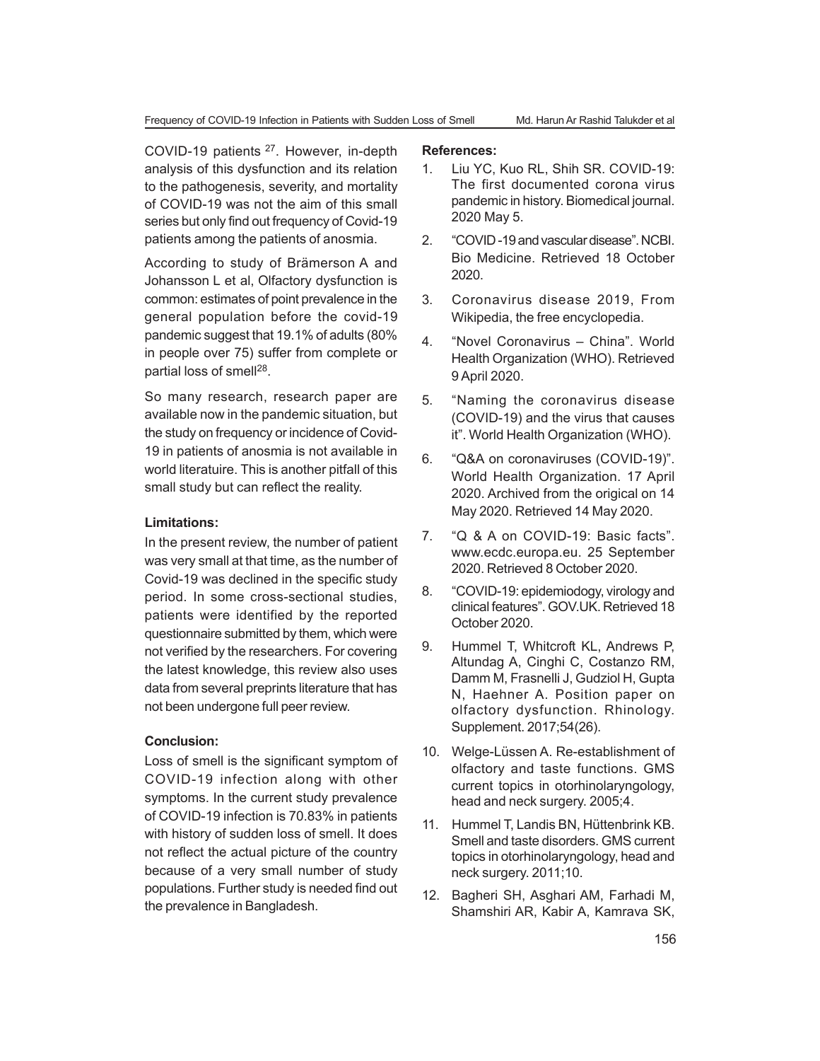COVID-19 patients [27]. However, in-depth analysis of this dysfunction and its relation to the pathogenesis, severity, and mortality of COVID-19 was not the aim of this small series but only find out frequency of Covid-19 patients among the patients of anosmia.

According to study of Brämerson A and Johansson L et al, Olfactory dysfunction is common: estimates of point prevalence in the general population before the covid-19 pandemic suggest that 19.1% of adults (80% in people over 75) suffer from complete or partial loss of smell[28].

So many research, research paper are available now in the pandemic situation, but the study on frequency or incidence of Covid-19 in patients of anosmia is not available in world literatuire. This is another pitfall of this small study but can reflect the reality.

**Limitations:**

In the present review, the number of patient was very small at that time, as the number of Covid-19 was declined in the specific study period. In some cross-sectional studies, patients were identified by the reported questionnaire submitted by them, which were not verified by the researchers. For covering the latest knowledge, this review also uses data from several preprints literature that has not been undergone full peer review.

**Conclusion:**

Loss of smell is the significant symptom of COVID-19 infection along with other symptoms. In the current study prevalence of COVID-19 infection is 70.83% in patients with history of sudden loss of smell. It does not reflect the actual picture of the country because of a very small number of study populations. Further study is needed find out the prevalence in Bangladesh.

**References:**

1. Liu YC, Kuo RL, Shih SR. COVID-19: The first documented corona virus pandemic in history. Biomedical journal. 2020 May 5.
2. "COVID -19 and vascular disease". NCBI. Bio Medicine. Retrieved 18 October 2020.
3. Coronavirus disease 2019, From Wikipedia, the free encyclopedia.
4. "Novel Coronavirus – China". World Health Organization (WHO). Retrieved 9 April 2020.
5. "Naming the coronavirus disease (COVID-19) and the virus that causes it". World Health Organization (WHO).
6. "Q&A on coronaviruses (COVID-19)". World Health Organization. 17 April 2020. Archived from the origical on 14 May 2020. Retrieved 14 May 2020.
7. "Q & A on COVID-19: Basic facts". www.ecdc.europa.eu. 25 September 2020. Retrieved 8 October 2020.
8. "COVID-19: epidemiodogy, virology and clinical features". GOV.UK. Retrieved 18 October 2020.
9. Hummel T, Whitcroft KL, Andrews P, Altundag A, Cinghi C, Costanzo RM, Damm M, Frasnelli J, Gudziol H, Gupta N, Haehner A. Position paper on olfactory dysfunction. Rhinology. Supplement. 2017;54(26).
10. Welge-Lüssen A. Re-establishment of olfactory and taste functions. GMS current topics in otorhinolaryngology, head and neck surgery. 2005;4.
11. Hummel T, Landis BN, Hüttenbrink KB. Smell and taste disorders. GMS current topics in otorhinolaryngology, head and neck surgery. 2011;10.
12. Bagheri SH, Asghari AM, Farhadi M, Shamshiri AR, Kabir A, Kamrava SK,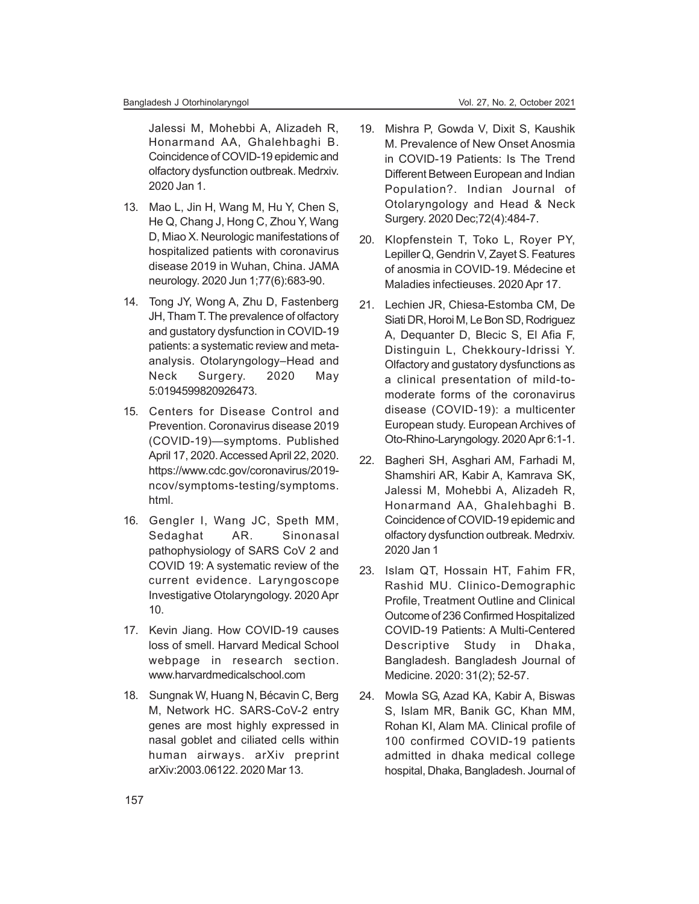Jalessi M, Mohebbi A, Alizadeh R, Honarmand AA, Ghalehbaghi B. Coincidence of COVID-19 epidemic and olfactory dysfunction outbreak. Medrxiv. 2020 Jan 1.

13. Mao L, Jin H, Wang M, Hu Y, Chen S, He Q, Chang J, Hong C, Zhou Y, Wang D, Miao X. Neurologic manifestations of hospitalized patients with coronavirus disease 2019 in Wuhan, China. JAMA neurology. 2020 Jun 1;77(6):683-90.
14. Tong JY, Wong A, Zhu D, Fastenberg JH, Tham T. The prevalence of olfactory and gustatory dysfunction in COVID-19 patients: a systematic review and meta-analysis. Otolaryngology–Head and Neck Surgery. 2020 May 5:0194599820926473.
15. Centers for Disease Control and Prevention. Coronavirus disease 2019 (COVID-19)—symptoms. Published April 17, 2020. Accessed April 22, 2020. https://www.cdc.gov/coronavirus/2019-ncov/symptoms-testing/symptoms.html.
16. Gengler I, Wang JC, Speth MM, Sedaghat AR. Sinonasal pathophysiology of SARS CoV 2 and COVID 19: A systematic review of the current evidence. Laryngoscope Investigative Otolaryngology. 2020 Apr 10.
17. Kevin Jiang. How COVID-19 causes loss of smell. Harvard Medical School webpage in research section. www.harvardmedicalschool.com
18. Sungnak W, Huang N, Bécavin C, Berg M, Network HC. SARS-CoV-2 entry genes are most highly expressed in nasal goblet and ciliated cells within human airways. arXiv preprint arXiv:2003.06122. 2020 Mar 13.
19. Mishra P, Gowda V, Dixit S, Kaushik M. Prevalence of New Onset Anosmia in COVID-19 Patients: Is The Trend Different Between European and Indian Population?. Indian Journal of Otolaryngology and Head & Neck Surgery. 2020 Dec;72(4):484-7.
20. Klopfenstein T, Toko L, Royer PY, Lepiller Q, Gendrin V, Zayet S. Features of anosmia in COVID-19. Médecine et Maladies infectieuses. 2020 Apr 17.
21. Lechien JR, Chiesa-Estomba CM, De Siati DR, Horoi M, Le Bon SD, Rodriguez A, Dequanter D, Blecic S, El Afia F, Distinguin L, Chekkoury-Idrissi Y. Olfactory and gustatory dysfunctions as a clinical presentation of mild-to-moderate forms of the coronavirus disease (COVID-19): a multicenter European study. European Archives of Oto-Rhino-Laryngology. 2020 Apr 6:1-1.
22. Bagheri SH, Asghari AM, Farhadi M, Shamshiri AR, Kabir A, Kamrava SK, Jalessi M, Mohebbi A, Alizadeh R, Honarmand AA, Ghalehbaghi B. Coincidence of COVID-19 epidemic and olfactory dysfunction outbreak. Medrxiv. 2020 Jan 1
23. Islam QT, Hossain HT, Fahim FR, Rashid MU. Clinico-Demographic Profile, Treatment Outline and Clinical Outcome of 236 Confirmed Hospitalized COVID-19 Patients: A Multi-Centered Descriptive Study in Dhaka, Bangladesh. Bangladesh Journal of Medicine. 2020: 31(2); 52-57.
24. Mowla SG, Azad KA, Kabir A, Biswas S, Islam MR, Banik GC, Khan MM, Rohan KI, Alam MA. Clinical profile of 100 confirmed COVID-19 patients admitted in dhaka medical college hospital, Dhaka, Bangladesh. Journal of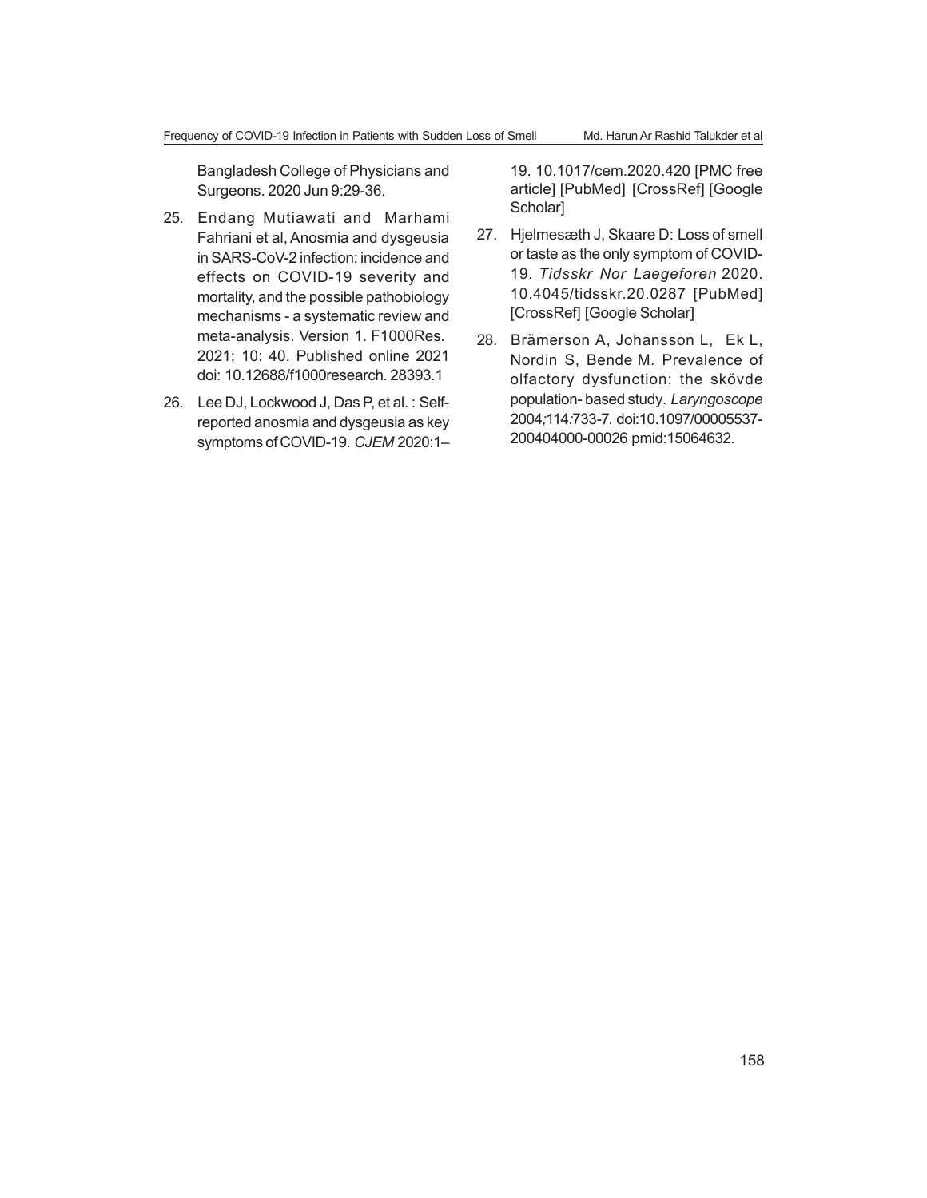Bangladesh College of Physicians and Surgeons. 2020 Jun 9:29-36.

25. Endang Mutiawati and Marhami Fahriani et al, Anosmia and dysgeusia in SARS-CoV-2 infection: incidence and effects on COVID-19 severity and mortality, and the possible pathobiology mechanisms - a systematic review and meta-analysis. Version 1. F1000Res. 2021; 10: 40. Published online 2021 doi: 10.12688/f1000research. 28393.1

26. Lee DJ, Lockwood J, Das P, et al. : Self-reported anosmia and dysgeusia as key symptoms of COVID-19. *CJEM* 2020:1–19. 10.1017/cem.2020.420 [PMC free article] [PubMed] [CrossRef] [Google Scholar]

27. Hjelmesæth J, Skaare D: Loss of smell or taste as the only symptom of COVID-19. *Tidsskr Nor Laegeforen* 2020. 10.4045/tidsskr.20.0287 [PubMed] [CrossRef] [Google Scholar]

28. Brämerson A, Johansson L, Ek L, Nordin S, Bende M. Prevalence of olfactory dysfunction: the skövde population- based study. *Laryngoscope* 2004;114:733-7. doi:10.1097/00005537-200404000-00026 pmid:15064632.